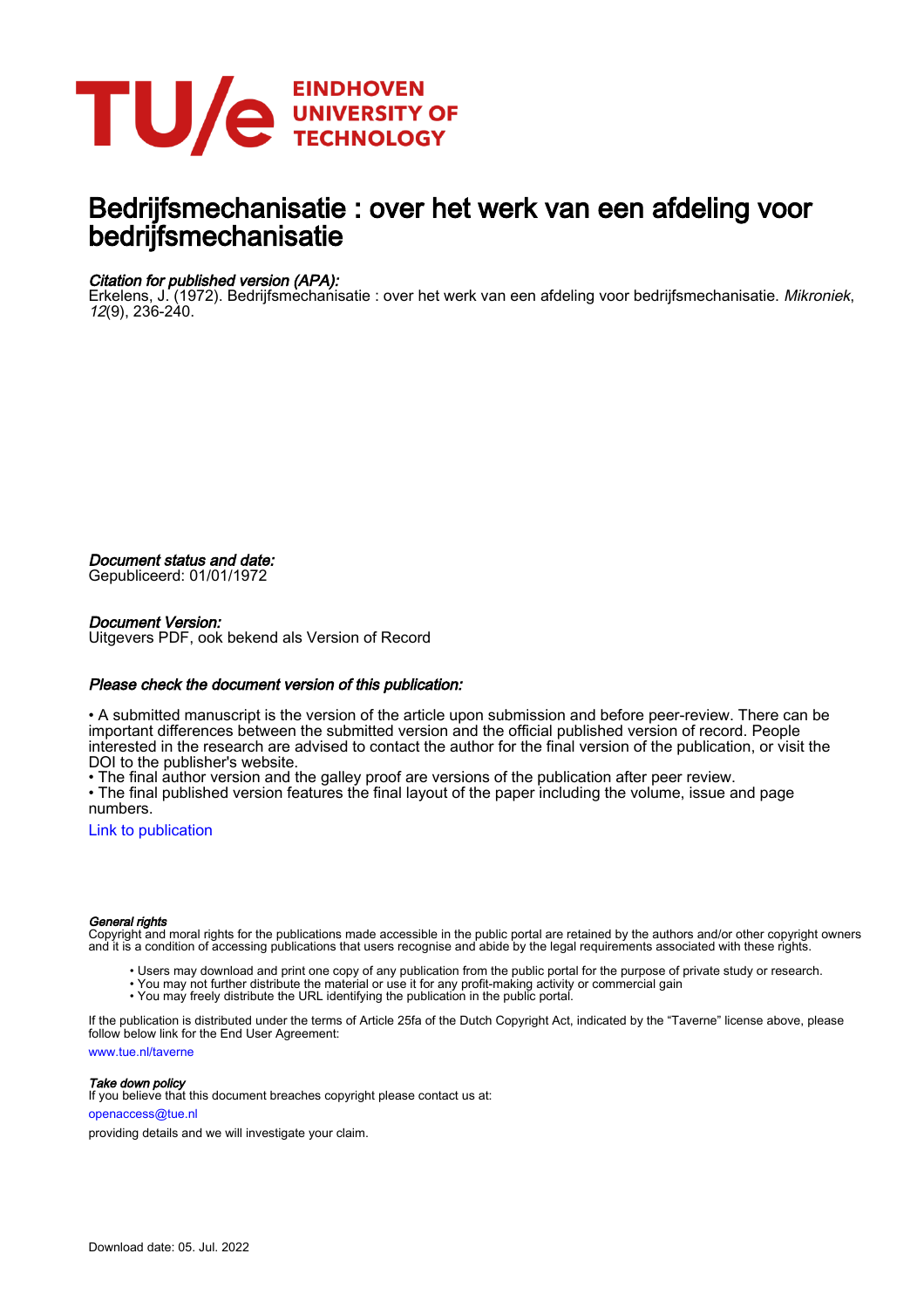EINDHOVEN UNIVERSITY OF TECHNOLOGY

# Bedrijfsmechanisatie : over het werk van een afdeling voor bedrijfsmechanisatie

*Citation for published version (APA):*
Erkelens, J. (1972). Bedrijfsmechanisatie : over het werk van een afdeling voor bedrijfsmechanisatie. *Mikroniek*, *12*(9), 236-240.

*Document status and date:*
Gepubliceerd: 01/01/1972

*Document Version:*
Uitgevers PDF, ook bekend als Version of Record

*Please check the document version of this publication:*

• A submitted manuscript is the version of the article upon submission and before peer-review. There can be important differences between the submitted version and the official published version of record. People interested in the research are advised to contact the author for the final version of the publication, or visit the DOI to the publisher's website.
• The final author version and the galley proof are versions of the publication after peer review.
• The final published version features the final layout of the paper including the volume, issue and page numbers.

Link to publication

*General rights*
Copyright and moral rights for the publications made accessible in the public portal are retained by the authors and/or other copyright owners and it is a condition of accessing publications that users recognise and abide by the legal requirements associated with these rights.

- Users may download and print one copy of any publication from the public portal for the purpose of private study or research.
- You may not further distribute the material or use it for any profit-making activity or commercial gain
- You may freely distribute the URL identifying the publication in the public portal.

If the publication is distributed under the terms of Article 25fa of the Dutch Copyright Act, indicated by the "Taverne" license above, please follow below link for the End User Agreement:

www.tue.nl/taverne

*Take down policy*
If you believe that this document breaches copyright please contact us at:

openaccess@tue.nl

providing details and we will investigate your claim.

Download date: 05. Jul. 2022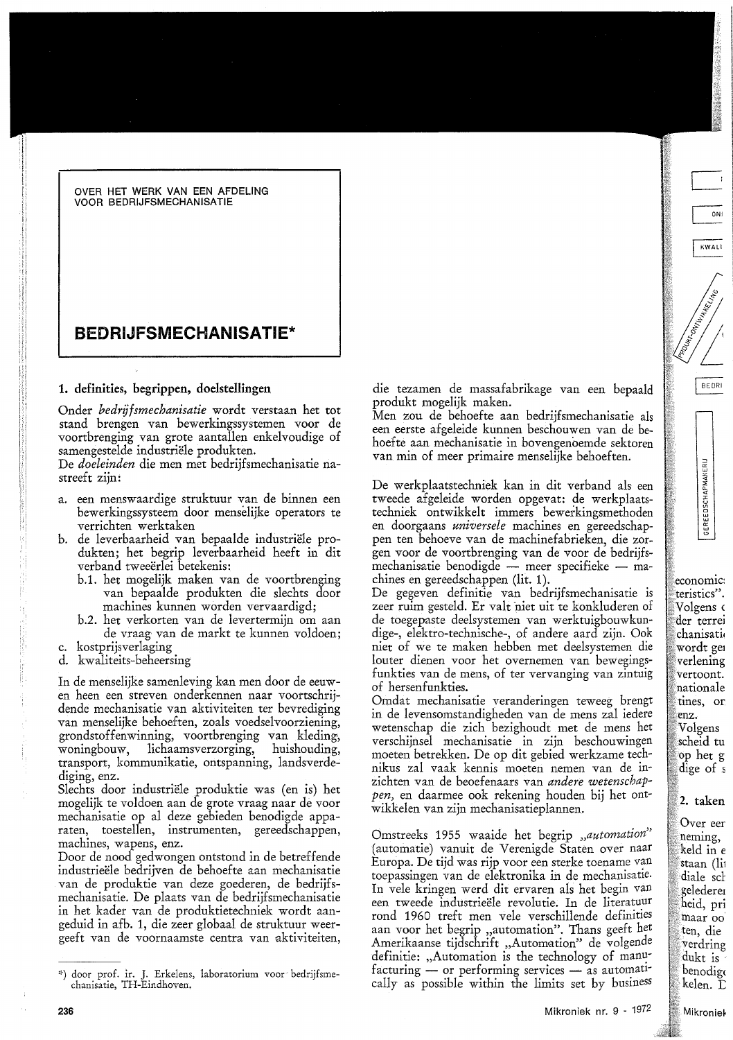OVER HET WERK VAN EEN AFDELING VOOR BEDRIJFSMECHANISATIE

# BEDRIJFSMECHANISATIE*

## 1. definities, begrippen, doelstellingen

Onder *bedrijfsmechanisatie* wordt verstaan het tot stand brengen van bewerkingssystemen voor de voortbrenging van grote aantallen enkelvoudige of samengestelde industriële produkten.

De *doeleinden* die men met bedrijfsmechanisatie nastreeft zijn:

a. een menswaardige struktuur van de binnen een bewerkingssysteem door menselijke operators te verrichten werktaken
b. de leverbaarheid van bepaalde industriële produkten; het begrip leverbaarheid heeft in dit verband tweeërlei betekenis:
   b.1. het mogelijk maken van de voortbrenging van bepaalde produkten die slechts door machines kunnen worden vervaardigd;
   b.2. het verkorten van de levertermijn om aan de vraag van de markt te kunnen voldoen;
c. kostprijsverlaging
d. kwaliteits-beheersing

In de menselijke samenleving kan men door de eeuwen heen een streven onderkennen naar voortschrijdende mechanisatie van aktiviteiten ter bevrediging van menselijke behoeften, zoals voedselvoorziening, grondstoffenwinning, voortbrenging van kleding, woningbouw, lichaamsverzorging, huishouding, transport, kommunikatie, ontspanning, landsverdediging, enz.

Slechts door industriële produktie was (en is) het mogelijk te voldoen aan de grote vraag naar de voor mechanisatie op al deze gebieden benodigde apparaten, toestellen, instrumenten, gereedschappen, machines, wapens, enz.

Door de nood gedwongen ontstond in de betreffende industrieële bedrijven de behoefte aan mechanisatie van de produktie van deze goederen, de bedrijfsmechanisatie. De plaats van de bedrijfsmechanisatie in het kader van de produktietechniek wordt aangeduid in afb. 1, die zeer globaal de struktuur weergeeft van de voornaamste centra van aktiviteiten, die tezamen de massafabrikage van een bepaald produkt mogelijk maken.

Men zou de behoefte aan bedrijfsmechanisatie als een eerste afgeleide kunnen beschouwen van de behoefte aan mechanisatie in bovengenoemde sektoren van min of meer primaire menselijke behoeften.

De werkplaatstechniek kan in dit verband als een tweede afgeleide worden opgevat: de werkplaatstechniek ontwikkelt immers bewerkingsmethoden en doorgaans *universele* machines en gereedschappen ten behoeve van de machinefabrieken, die zorgen voor de voortbrenging van de voor de bedrijfsmechanisatie benodigde — meer specifieke — machines en gereedschappen (lit. 1).

De gegeven definitie van bedrijfsmechanisatie is zeer ruim gesteld. Er valt niet uit te konkluderen of de toegepaste deelsystemen van werktuigbouwkundige-, elektro-technische-, of andere aard zijn. Ook niet of we te maken hebben met deelsystemen die louter dienen voor het overnemen van bewegingsfunkties van de mens, of ter vervanging van zintuig of hersenfunkties.

Omdat mechanisatie veranderingen teweeg brengt in de levensomstandigheden van de mens zal iedere wetenschap die zich bezighoudt met de mens het verschijnsel mechanisatie in zijn beschouwingen moeten betrekken. De op dit gebied werkzame technikus zal vaak kennis moeten nemen van de inzichten van de beoefenaars van *andere wetenschappen*, en daarmee ook rekening houden bij het ontwikkelen van zijn mechanisatieplannen.

Omstreeks 1955 waaide het begrip *„automation"* (automatie) vanuit de Verenigde Staten over naar Europa. De tijd was rijp voor een sterke toename van toepassingen van de elektronika in de mechanisatie. In vele kringen werd dit ervaren als het begin van een tweede industriële revolutie. In de literatuur rond 1960 treft men vele verschillende definities aan voor het begrip „automation". Thans geeft het Amerikaanse tijdschrift „Automation" de volgende definitie: „Automation is the technology of manufacturing — or performing services — as automatically as possible within the limits set by business

---

*) door prof. ir. J. Erkelens, laboratorium voor bedrijfsmechanisatie, TH-Eindhoven.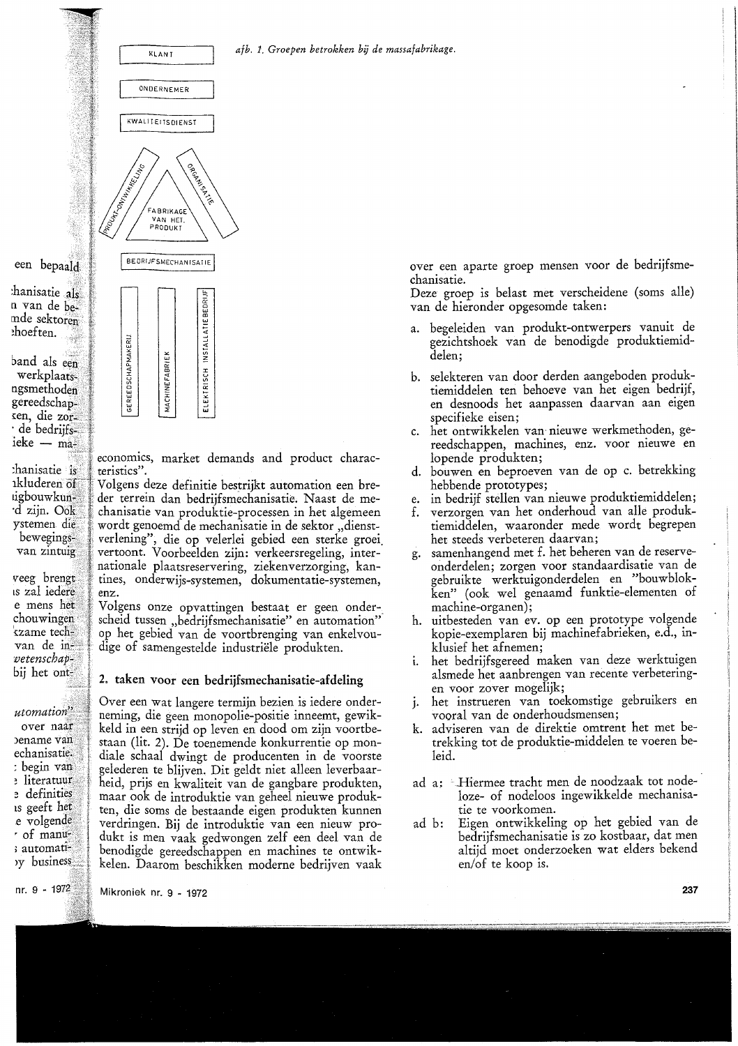afb. 1. Groepen betrokken bij de massafabrikage.

economics, market demands and product characteristics".
Volgens deze definitie bestrijkt automation een breder terrein dan bedrijfsmechanisatie. Naast de mechanisatie van produktie-processen in het algemeen wordt genoemd de mechanisatie in de sektor „dienstverlening", die op velerlei gebied een sterke groei vertoont. Voorbeelden zijn: verkeersregeling, internationale plaatsreservering, ziekenverzorging, kantines, onderwijs-systemen, dokumentatie-systemen, enz.
Volgens onze opvattingen bestaat er geen onderscheid tussen „bedrijfsmechanisatie" en automation" op het gebied van de voortbrenging van enkelvoudige of samengestelde industriële produkten.

## 2. taken voor een bedrijfsmechanisatie-afdeling

Over een wat langere termijn bezien is iedere onderneming, die geen monopolie-positie inneemt, gewikkeld in een strijd op leven en dood om zijn voortbestaan (lit. 2). De toenemende konkurrentie op mondiale schaal dwingt de producenten in de voorste gelederen te blijven. Dit geldt niet alleen leverbaarheid, prijs en kwaliteit van de gangbare produkten, maar ook de introduktie van geheel nieuwe produkten, die soms de bestaande eigen produkten kunnen verdringen. Bij de introduktie van een nieuw produkt is men vaak gedwongen zelf een deel van de benodigde gereedschappen en machines te ontwikkelen. Daarom beschikken moderne bedrijven vaak over een aparte groep mensen voor de bedrijfsmechanisatie.
Deze groep is belast met verscheidene (soms alle) van de hieronder opgesomde taken:

a. begeleiden van produkt-ontwerpers vanuit de gezichtshoek van de benodigde produktiemiddelen;
b. selekteren van door derden aangeboden produktiemiddelen ten behoeve van het eigen bedrijf, en desnoods het aanpassen daarvan aan eigen specifieke eisen;
c. het ontwikkelen van nieuwe werkmethoden, gereedschappen, machines, enz. voor nieuwe en lopende produkten;
d. bouwen en beproeven van de op c. betrekking hebbende prototypes;
e. in bedrijf stellen van nieuwe produktiemiddelen;
f. verzorgen van het onderhoud van alle produktiemiddelen, waaronder mede wordt begrepen het steeds verbeteren daarvan;
g. samenhangend met f. het beheren van de reserveonderdelen; zorgen voor standaardisatie van de gebruikte werktuigonderdelen en "bouwblokken" (ook wel genaamd funktie-elementen of machine-organen);
h. uitbesteden van ev. op een prototype volgende kopie-exemplaren bij machinefabrieken, e.d., inklusief het afnemen;
i. het bedrijfsgereed maken van deze werktuigen alsmede het aanbrengen van recente verbeteringen voor zover mogelijk;
j. het instrueren van toekomstige gebruikers en vooral van de onderhoudsmensen;
k. adviseren van de direktie omtrent het met betrekking tot de produktie-middelen te voeren beleid.

ad a: Hiermee tracht men de noodzaak tot nodeloze- of nodeloos ingewikkelde mechanisatie te voorkomen.

ad b: Eigen ontwikkeling op het gebied van de bedrijfsmechanisatie is zo kostbaar, dat men altijd moet onderzoeken wat elders bekend en/of te koop is.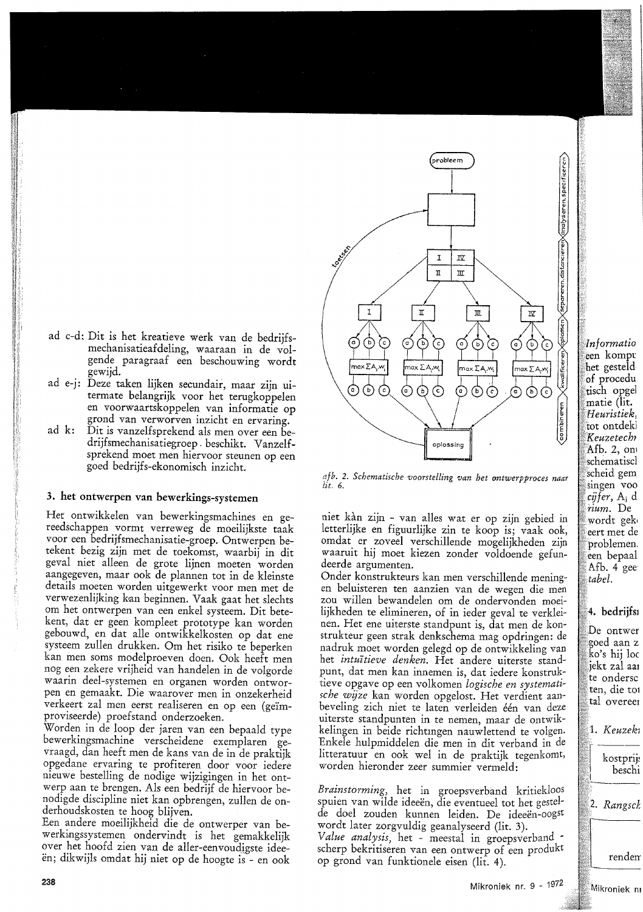ad c-d: Dit is het kreatieve werk van de bedrijfsmechanisatieafdeling, waaraan in de volgende paragraaf een beschouwing wordt gewijd.

ad e-j: Deze taken lijken secundair, maar zijn uitermate belangrijk voor het terugkoppelen en voorwaartskoppelen van informatie op grond van verworven inzicht en ervaring.

ad k: Dit is vanzelfsprekend als men over een bedrijfsmechanisatiegroep beschikt. Vanzelfsprekend moet men hiervoor steunen op een goed bedrijfs-ekonomisch inzicht.

## 3. het ontwerpen van bewerkings-systemen

Het ontwikkelen van bewerkingsmachines en gereedschappen vormt verreweg de moeilijkste taak voor een bedrijfsmechanisatie-groep. Ontwerpen betekent bezig zijn met de toekomst, waarbij in dit geval niet alleen de grote lijnen moeten worden aangegeven, maar ook de plannen tot in de kleinste details moeten worden uitgewerkt voor men met de verwezenlijking kan beginnen. Vaak gaat het slechts om het ontwerpen van een enkel systeem. Dit betekent, dat er geen kompleet prototype kan worden gebouwd, en dat alle ontwikkelkosten op dat ene systeem zullen drukken. Om het risiko te beperken kan men soms modelproeven doen. Ook heeft men nog een zekere vrijheid van handelen in de volgorde waarin deel-systemen en organen worden ontworpen en gemaakt. Die waarover men in onzekerheid verkeert zal men eerst realiseren en op een (geïmproviseerde) proefstand onderzoeken.

Worden in de loop der jaren van een bepaald type bewerkingsmachine verscheidene exemplaren gevraagd, dan heeft men de kans van de in de praktijk opgedane ervaring te profiteren door voor iedere nieuwe bestelling de nodige wijzigingen in het ontwerp aan te brengen. Als een bedrijf de hiervoor benodigde discipline niet kan opbrengen, zullen de onderhoudskosten te hoog blijven.

Een andere moeilijkheid die de ontwerper van bewerkingssystemen ondervindt is het gemakkelijk over het hoofd zien van de aller-eenvoudigste ideeën; dikwijls omdat hij niet op de hoogte is - en ook niet kàn zijn - van alles wat er op zijn gebied in letterlijke en figuurlijke zin te koop is; vaak ook, omdat er zoveel verschillende mogelijkheden zijn waaruit hij moet kiezen zonder voldoende gefundeerde argumenten.

Onder konstrukteurs kan men verschillende meningen beluisteren ten aanzien van de wegen die men zou willen bewandelen om de ondervonden moeilijkheden te elimineren, of in ieder geval te verkleinen. Het ene uiterste standpunt is, dat men de konstrukteur geen strak denkschema mag opdringen: de nadruk moet worden gelegd op de ontwikkeling van het *intuïtieve denken*. Het andere uiterste standpunt, dat men kan innemen is, dat iedere konstruktieve opgave op een volkomen *logische en systematische wijze* kan worden opgelost. Het verdient aanbeveling zich niet te laten verleiden één van deze uiterste standpunten in te nemen, maar de ontwikkelingen in beide richtingen nauwlettend te volgen. Enkele hulpmiddelen die men in dit verband in de litteratuur en ook wel in de praktijk tegenkomt, worden hieronder zeer summier vermeld:

*Brainstorming*, het in groepsverband kritiekloos spuien van wilde ideeën, die eventueel tot het gestelde doel zouden kunnen leiden. De ideeën-oogst wordt later zorgvuldig geanalyseerd (lit. 3).

*Value analysis*, het - meestal in groepsverband - scherp bekritiseren van een ontwerp of een produkt op grond van funktionele eisen (lit. 4).

*afb. 2. Schematische voorstelling van het ontwerpproces naar lit. 6.*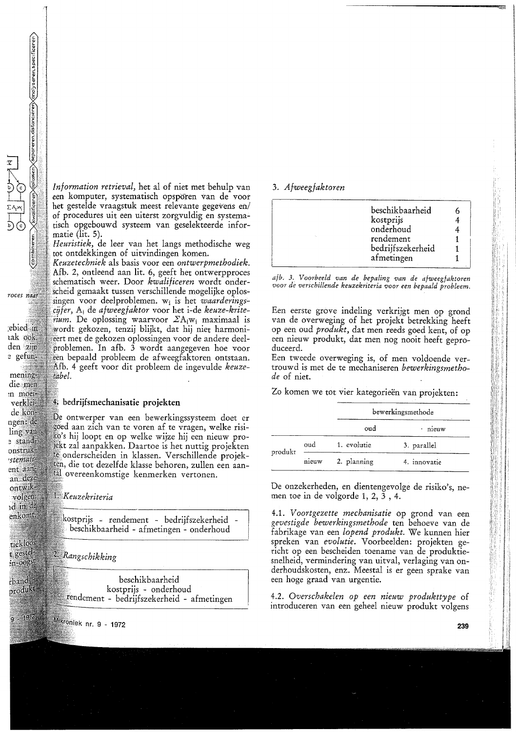*Information retrieval,* het al of niet met behulp van een komputer, systematisch opsporen van de voor het gestelde vraagstuk meest relevante gegevens en/ of procedures uit een uiterst zorgvuldig en systematisch opgebouwd systeem van geselekteerde informatie (lit. 5).

*Heuristiek,* de leer van het langs methodische weg tot ontdekkingen of uitvindingen komen.

*Keuzetechniek* als basis voor een *ontwerpmethodiek.* Afb. 2, ontleend aan lit. 6, geeft het ontwerpproces schematisch weer. Door *kwalificeren* wordt onderscheid gemaakt tussen verschillende mogelijke oplossingen voor deelproblemen. $w_i$ is het *waarderingscijfer,* $A_i$ de *afweegfaktor* voor het i-de *keuze-kriterium.* De oplossing waarvoor $\Sigma A_i w_i$ maximaal is wordt gekozen, tenzij blijkt, dat hij niet harmonieert met de gekozen oplossingen voor de andere deelproblemen. In afb. 3 wordt aangegeven hoe voor een bepaald probleem de afweegfaktoren ontstaan. Afb. 4 geeft voor dit probleem de ingevulde *keuzetabel.*

## 4. bedrijfsmechanisatie projekten

De ontwerper van een bewerkingssysteem doet er goed aan zich van te voren af te vragen, welke risiko's hij loopt en op welke wijze hij een nieuw projekt zal aanpakken. Daartoe is het nuttig projekten te onderscheiden in klassen. Verschillende projekten, die tot dezelfde klasse behoren, zullen een aantal overeenkomstige kenmerken vertonen.

1. *Keuzekriteria*

kostprijs - rendement - bedrijfszekerheid - beschikbaarheid - afmetingen - onderhoud

2. *Rangschikking*

beschikbaarheid
kostprijs - onderhoud
rendement - bedrijfszekerheid - afmetingen

3. *Afweegfaktoren*

| | |
|---|---|
| beschikbaarheid | 6 |
| kostprijs | 4 |
| onderhoud | 4 |
| rendement | 1 |
| bedrijfszekerheid | 1 |
| afmetingen | 1 |

*afb. 3. Voorbeeld van de bepaling van de afweegfaktoren voor de verschillende keuzekriteria voor een bepaald probleem.*

Een eerste grove indeling verkrijgt men op grond van de overweging of het projekt betrekking heeft op een oud *produkt,* dat men reeds goed kent, of op een nieuw produkt, dat men nog nooit heeft geproduceerd.

Een tweede overweging is, of men voldoende vertrouwd is met de te mechaniseren *bewerkingsmethode* of niet.

Zo komen we tot vier kategorieën van projekten:

| | | bewerkingsmethode | |
|---|---|---|---|
| | | oud | nieuw |
| produkt | oud | 1. evolutie | 3. parallel |
| | nieuw | 2. planning | 4. innovatie |

De onzekerheden, en dientengevolge de risiko's, nemen toe in de volgorde 1, 2, 3 , 4.

4.1. *Voortgezette mechanisatie* op grond van een *gevestigde bewerkingsmethode* ten behoeve van de fabrikage van een *lopend produkt.* We kunnen hier spreken van *evolutie.* Voorbeelden: projekten gericht op een bescheiden toename van de produktiesnelheid, vermindering van uitval, verlaging van onderhoudskosten, enz. Meestal is er geen sprake van een hoge graad van urgentie.

4.2. *Overschakelen op een nieuw produkttype* of introduceren van een geheel nieuw produkt volgens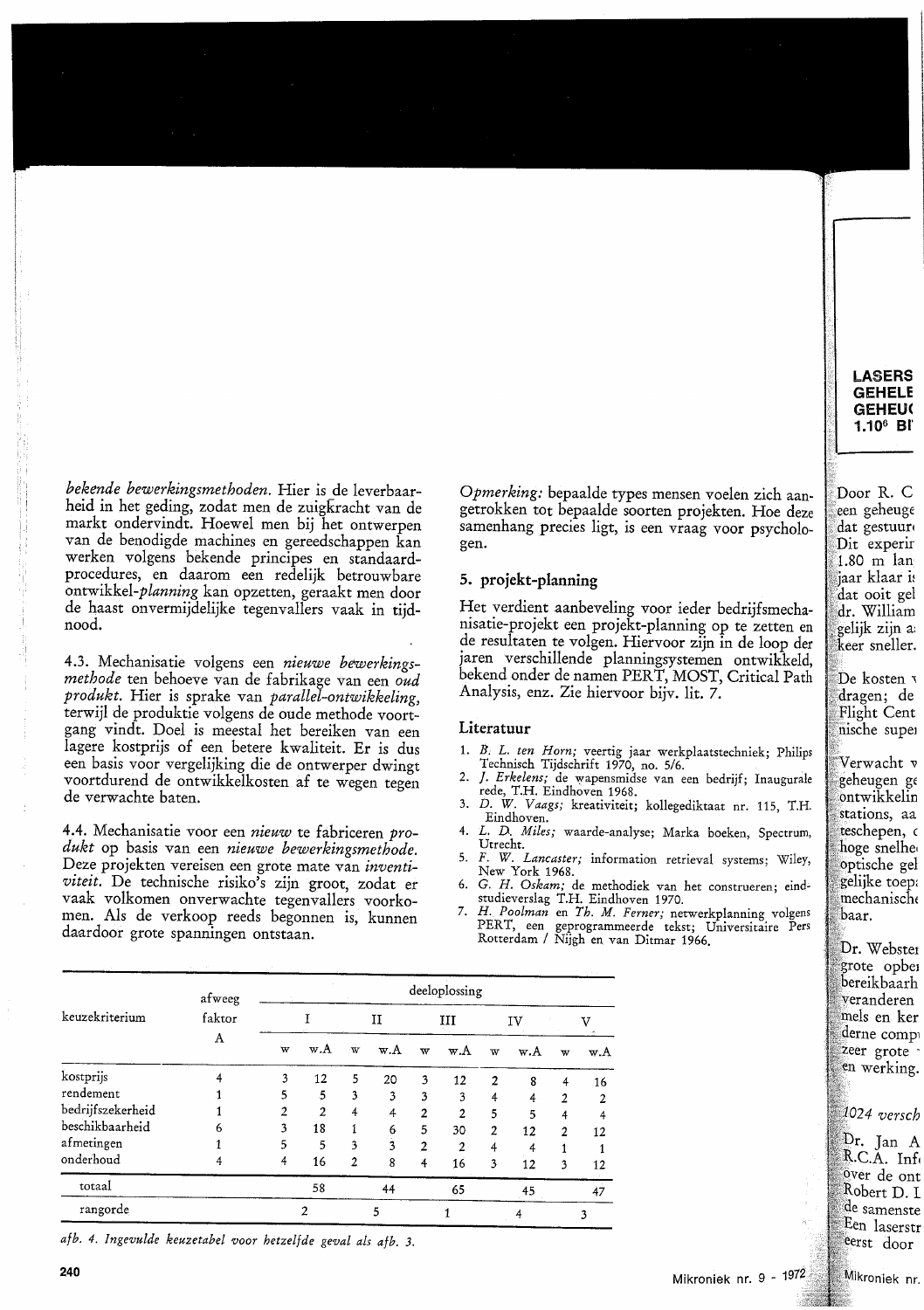*bekende bewerkingsmethoden.* Hier is de leverbaarheid in het geding, zodat men de zuigkracht van de markt ondervindt. Hoewel men bij het ontwerpen van de benodigde machines en gereedschappen kan werken volgens bekende principes en standaardprocedures, en daarom een redelijk betrouwbare ontwikkel-*planning* kan opzetten, geraakt men door de haast onvermijdelijke tegenvallers vaak in tijdnood.

4.3. Mechanisatie volgens een *nieuwe bewerkingsmethode* ten behoeve van de fabrikage van een *oud produkt.* Hier is sprake van *parallel-ontwikkeling,* terwijl de produktie volgens de oude methode voortgang vindt. Doel is meestal het bereiken van een lagere kostprijs of een betere kwaliteit. Er is dus een basis voor vergelijking die de ontwerper dwingt voortdurend de ontwikkelkosten af te wegen tegen de verwachte baten.

4.4. Mechanisatie voor een *nieuw* te fabriceren *produkt* op basis van een *nieuwe bewerkingsmethode.* Deze projekten vereisen een grote mate van *inventiviteit.* De technische risiko's zijn groot, zodat er vaak volkomen onverwachte tegenvallers voorkomen. Als de verkoop reeds begonnen is, kunnen daardoor grote spanningen ontstaan.

*Opmerking:* bepaalde types mensen voelen zich aangetrokken tot bepaalde soorten projekten. Hoe deze samenhang precies ligt, is een vraag voor psychologen.

## 5. projekt-planning

Het verdient aanbeveling voor ieder bedrijfsmechanisatie-projekt een projekt-planning op te zetten en de resultaten te volgen. Hiervoor zijn in de loop der jaren verschillende planningsystemen ontwikkeld, bekend onder de namen PERT, MOST, Critical Path Analysis, enz. Zie hiervoor bijv. lit. 7.

### Literatuur

1. *B. L. ten Horn;* veertig jaar werkplaatstechniek; Philips Technisch Tijdschrift 1970, no. 5/6.
2. *J. Erkelens;* de wapensmidse van een bedrijf; Inaugurale rede, T.H. Eindhoven 1968.
3. *D. W. Vaags;* kreativiteit; kollegediktaat nr. 115, T.H. Eindhoven.
4. *L. D. Miles;* waarde-analyse; Marka boeken, Spectrum, Utrecht.
5. *F. W. Lancaster;* information retrieval systems; Wiley, New York 1968.
6. *G. H. Oskam;* de methodiek van het construeren; eindstudieverslag T.H. Eindhoven 1970.
7. *H. Poolman* en *Th. M. Ferner;* netwerkplanning volgens PERT, een geprogrammeerde tekst; Universitaire Pers Rotterdam / Nijgh en van Ditmar 1966.

| keuzekriterium | afweeg faktor A | deeloplossing | | | | | | | | | |
|---|---|---|---|---|---|---|---|---|---|---|---|
| | | I | | II | | III | | IV | | V | |
| | | w | w.A | w | w.A | w | w.A | w | w.A | w | w.A |
| kostprijs | 4 | 3 | 12 | 5 | 20 | 3 | 12 | 2 | 8 | 4 | 16 |
| rendement | 1 | 5 | 5 | 3 | 3 | 3 | 3 | 4 | 4 | 2 | 2 |
| bedrijfszekerheid | 1 | 2 | 2 | 4 | 4 | 2 | 2 | 5 | 5 | 4 | 4 |
| beschikbaarheid | 6 | 3 | 18 | 1 | 6 | 5 | 30 | 2 | 12 | 2 | 12 |
| afmetingen | 1 | 5 | 5 | 3 | 3 | 2 | 2 | 4 | 4 | 1 | 1 |
| onderhoud | 4 | 4 | 16 | 2 | 8 | 4 | 16 | 3 | 12 | 3 | 12 |
| totaal | | | 58 | | 44 | | 65 | | 45 | | 47 |
| rangorde | | | 2 | | 5 | | 1 | | 4 | | 3 |

*afb. 4. Ingevulde keuzetabel voor hetzelfde geval als afb. 3.*